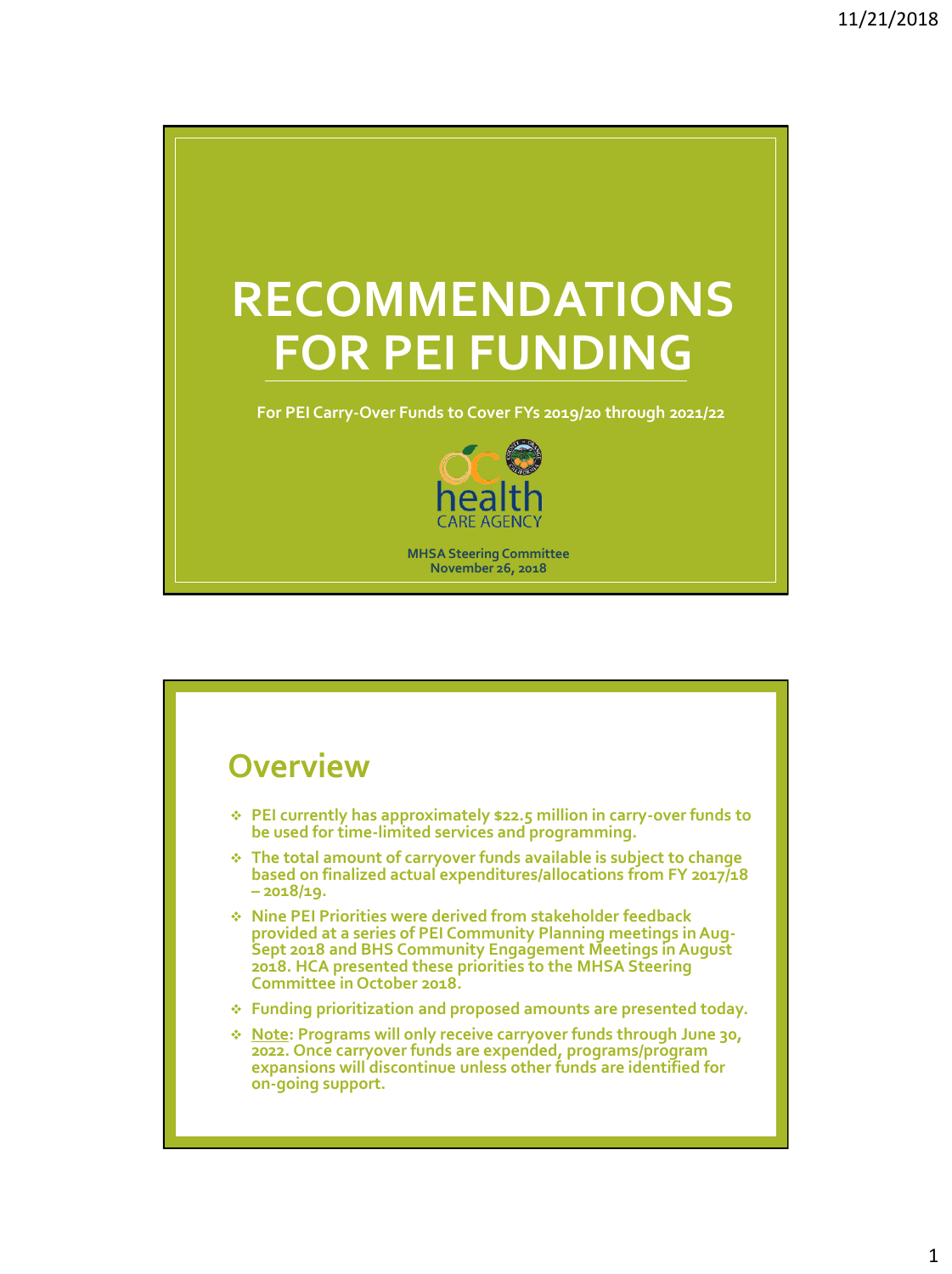# RECOMMENDATIONS FOR PEI FUNDING

For PEI Carry-Over Funds to Cover FYs 2019/20 through 2021/22

MHSA Steering Committee
November 26, 2018

## Overview

- PEI currently has approximately $22.5 million in carry-over funds to be used for time-limited services and programming.
- The total amount of carryover funds available is subject to change based on finalized actual expenditures/allocations from FY 2017/18 – 2018/19.
- Nine PEI Priorities were derived from stakeholder feedback provided at a series of PEI Community Planning meetings in Aug-Sept 2018 and BHS Community Engagement Meetings in August 2018. HCA presented these priorities to the MHSA Steering Committee in October 2018.
- Funding prioritization and proposed amounts are presented today.
- Note: Programs will only receive carryover funds through June 30, 2022. Once carryover funds are expended, programs/program expansions will discontinue unless other funds are identified for on-going support.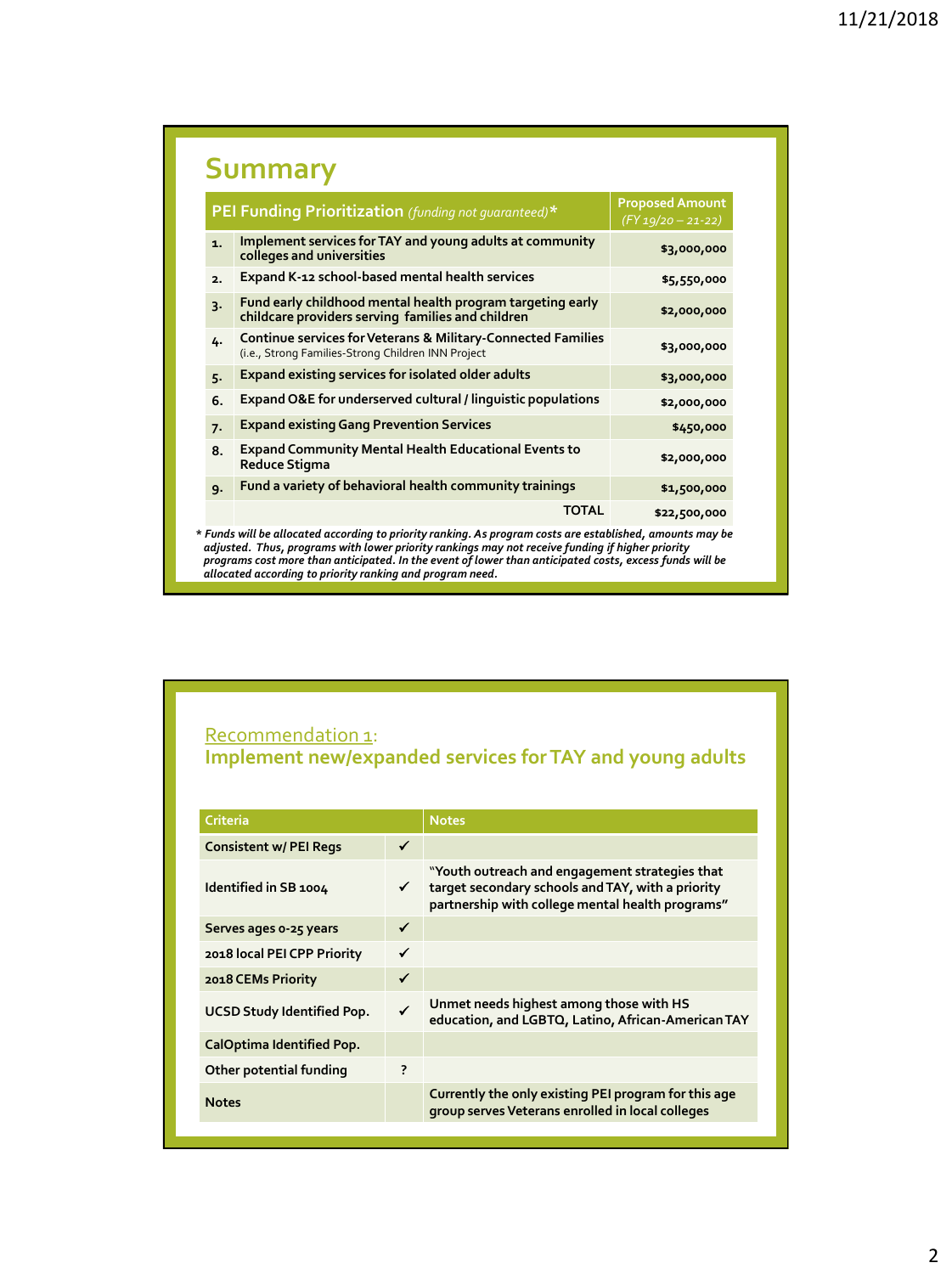## Summary

| | PEI Funding Prioritization *(funding not guaranteed)** | Proposed Amount *(FY 19/20 – 21-22)* |
|---|---|---|
| 1. | Implement services for TAY and young adults at community colleges and universities | $3,000,000 |
| 2. | Expand K-12 school-based mental health services | $5,550,000 |
| 3. | Fund early childhood mental health program targeting early childcare providers serving families and children | $2,000,000 |
| 4. | Continue services for Veterans & Military-Connected Families (i.e., Strong Families-Strong Children INN Project) | $3,000,000 |
| 5. | Expand existing services for isolated older adults | $3,000,000 |
| 6. | Expand O&E for underserved cultural / linguistic populations | $2,000,000 |
| 7. | Expand existing Gang Prevention Services | $450,000 |
| 8. | Expand Community Mental Health Educational Events to Reduce Stigma | $2,000,000 |
| 9. | Fund a variety of behavioral health community trainings | $1,500,000 |
| | TOTAL | $22,500,000 |

*\* Funds will be allocated according to priority ranking. As program costs are established, amounts may be adjusted. Thus, programs with lower priority rankings may not receive funding if higher priority programs cost more than anticipated. In the event of lower than anticipated costs, excess funds will be allocated according to priority ranking and program need.*

## Recommendation 1: Implement new/expanded services for TAY and young adults

| Criteria | | Notes |
|---|---|---|
| Consistent w/ PEI Regs | ✓ | |
| Identified in SB 1004 | ✓ | "Youth outreach and engagement strategies that target secondary schools and TAY, with a priority partnership with college mental health programs" |
| Serves ages 0-25 years | ✓ | |
| 2018 local PEI CPP Priority | ✓ | |
| 2018 CEMs Priority | ✓ | |
| UCSD Study Identified Pop. | ✓ | Unmet needs highest among those with HS education, and LGBTQ, Latino, African-American TAY |
| CalOptima Identified Pop. | | |
| Other potential funding | ? | |
| Notes | | Currently the only existing PEI program for this age group serves Veterans enrolled in local colleges |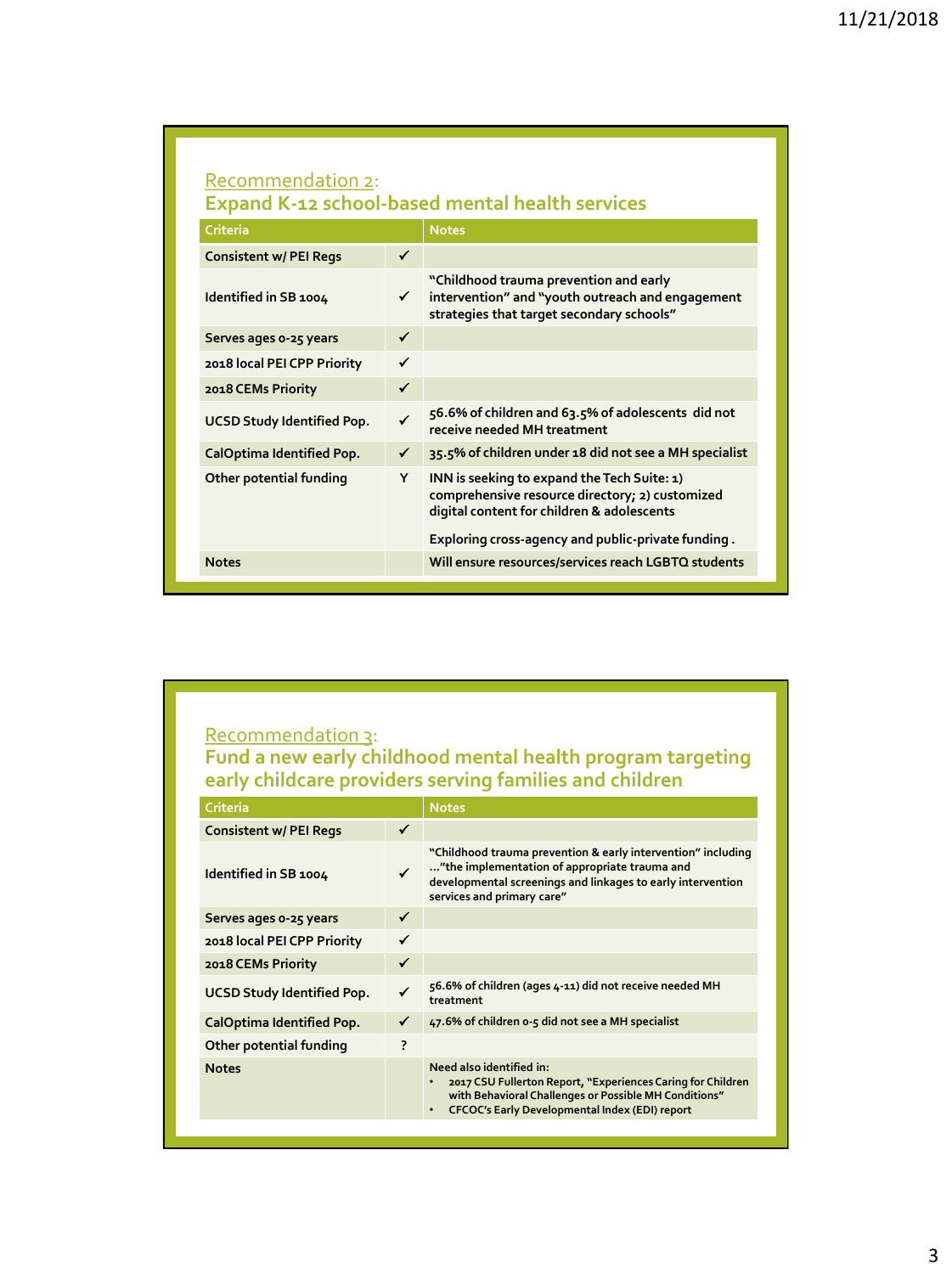## Recommendation 2:
## Expand K-12 school-based mental health services

| Criteria | | Notes |
|---|---|---|
| Consistent w/ PEI Regs | ✓ | |
| Identified in SB 1004 | ✓ | "Childhood trauma prevention and early intervention" and "youth outreach and engagement strategies that target secondary schools" |
| Serves ages 0-25 years | ✓ | |
| 2018 local PEI CPP Priority | ✓ | |
| 2018 CEMs Priority | ✓ | |
| UCSD Study Identified Pop. | ✓ | 56.6% of children and 63.5% of adolescents did not receive needed MH treatment |
| CalOptima Identified Pop. | ✓ | 35.5% of children under 18 did not see a MH specialist |
| Other potential funding | Y | INN is seeking to expand the Tech Suite: 1) comprehensive resource directory; 2) customized digital content for children & adolescents<br><br>Exploring cross-agency and public-private funding . |
| Notes | | Will ensure resources/services reach LGBTQ students |

## Recommendation 3:
## Fund a new early childhood mental health program targeting early childcare providers serving families and children

| Criteria | | Notes |
|---|---|---|
| Consistent w/ PEI Regs | ✓ | |
| Identified in SB 1004 | ✓ | "Childhood trauma prevention & early intervention" including …"the implementation of appropriate trauma and developmental screenings and linkages to early intervention services and primary care" |
| Serves ages 0-25 years | ✓ | |
| 2018 local PEI CPP Priority | ✓ | |
| 2018 CEMs Priority | ✓ | |
| UCSD Study Identified Pop. | ✓ | 56.6% of children (ages 4-11) did not receive needed MH treatment |
| CalOptima Identified Pop. | ✓ | 47.6% of children 0-5 did not see a MH specialist |
| Other potential funding | ? | |
| Notes | | Need also identified in:<br>• 2017 CSU Fullerton Report, "Experiences Caring for Children with Behavioral Challenges or Possible MH Conditions"<br>• CFCOC's Early Developmental Index (EDI) report |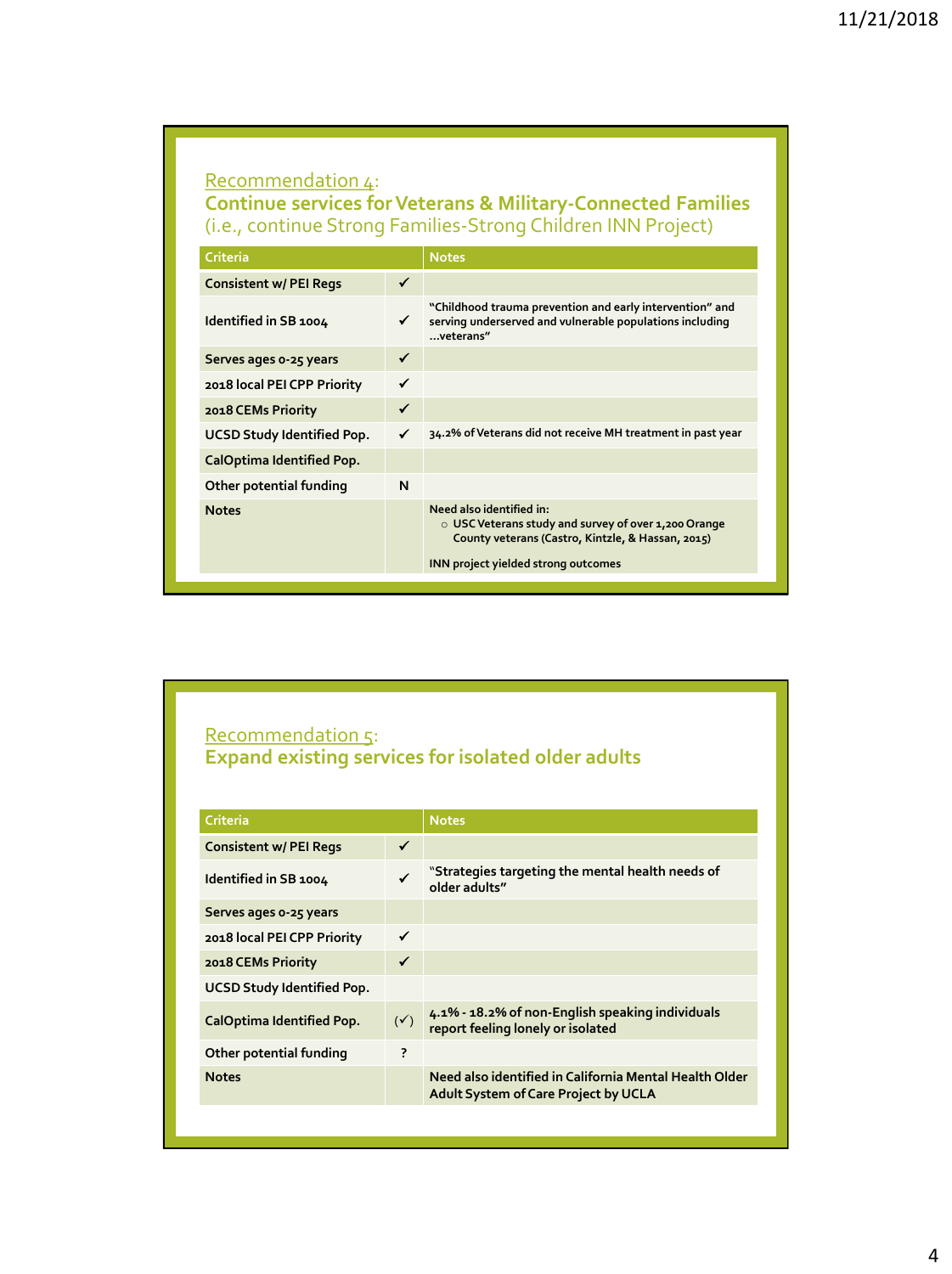## Recommendation 4:
## Continue services for Veterans & Military-Connected Families
(i.e., continue Strong Families-Strong Children INN Project)

| Criteria | | Notes |
|---|---|---|
| Consistent w/ PEI Regs | ✓ | |
| Identified in SB 1004 | ✓ | "Childhood trauma prevention and early intervention" and serving underserved and vulnerable populations including …veterans" |
| Serves ages 0-25 years | ✓ | |
| 2018 local PEI CPP Priority | ✓ | |
| 2018 CEMs Priority | ✓ | |
| UCSD Study Identified Pop. | ✓ | 34.2% of Veterans did not receive MH treatment in past year |
| CalOptima Identified Pop. | | |
| Other potential funding | N | |
| Notes | | Need also identified in:<br>○ USC Veterans study and survey of over 1,200 Orange County veterans (Castro, Kintzle, & Hassan, 2015)<br><br>INN project yielded strong outcomes |

## Recommendation 5:
## Expand existing services for isolated older adults

| Criteria | | Notes |
|---|---|---|
| Consistent w/ PEI Regs | ✓ | |
| Identified in SB 1004 | ✓ | "Strategies targeting the mental health needs of older adults" |
| Serves ages 0-25 years | | |
| 2018 local PEI CPP Priority | ✓ | |
| 2018 CEMs Priority | ✓ | |
| UCSD Study Identified Pop. | | |
| CalOptima Identified Pop. | (✓) | 4.1% - 18.2% of non-English speaking individuals report feeling lonely or isolated |
| Other potential funding | ? | |
| Notes | | Need also identified in California Mental Health Older Adult System of Care Project by UCLA |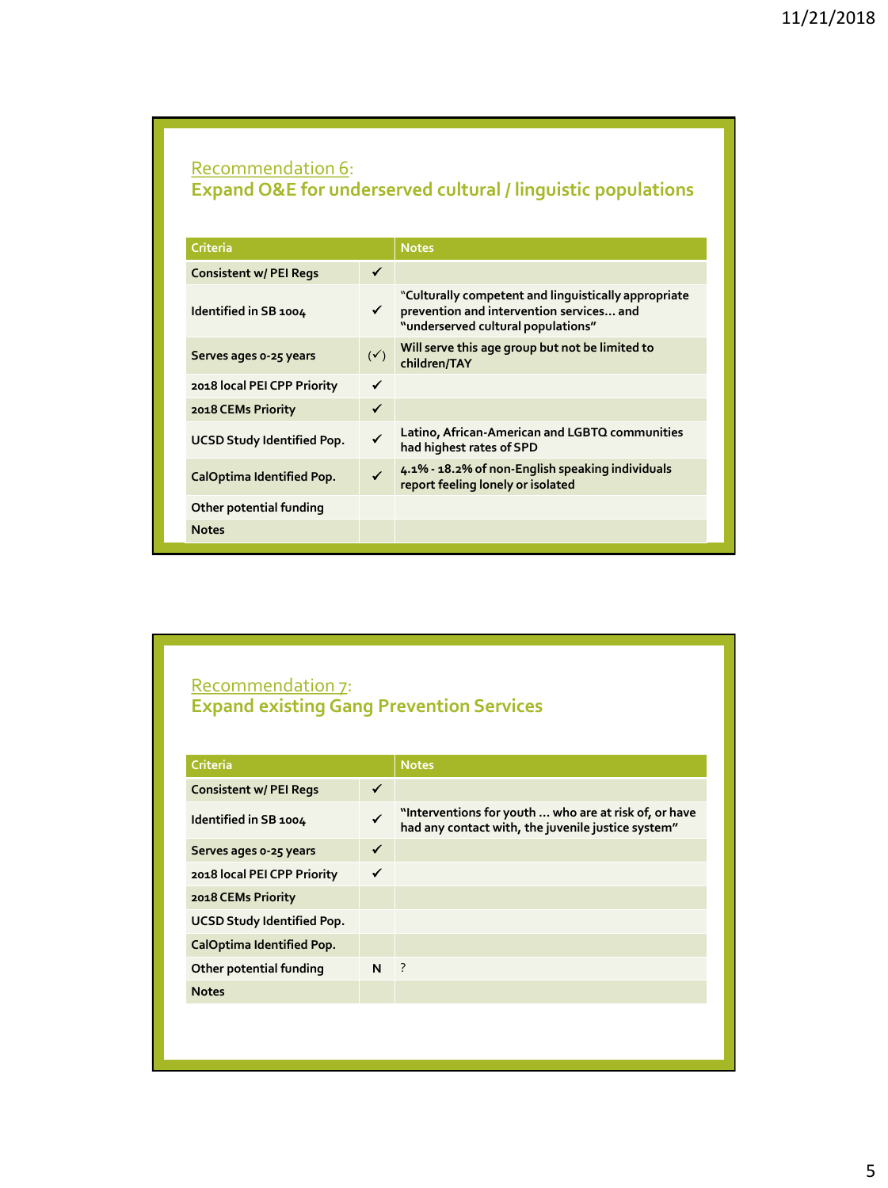## Recommendation 6:
## Expand O&E for underserved cultural / linguistic populations

| Criteria | | Notes |
|---|---|---|
| Consistent w/ PEI Regs | ✓ | |
| Identified in SB 1004 | ✓ | "Culturally competent and linguistically appropriate prevention and intervention services… and "underserved cultural populations" |
| Serves ages 0-25 years | (✓) | Will serve this age group but not be limited to children/TAY |
| 2018 local PEI CPP Priority | ✓ | |
| 2018 CEMs Priority | ✓ | |
| UCSD Study Identified Pop. | ✓ | Latino, African-American and LGBTQ communities had highest rates of SPD |
| CalOptima Identified Pop. | ✓ | 4.1% - 18.2% of non-English speaking individuals report feeling lonely or isolated |
| Other potential funding | | |
| Notes | | |

## Recommendation 7:
## Expand existing Gang Prevention Services

| Criteria | | Notes |
|---|---|---|
| Consistent w/ PEI Regs | ✓ | |
| Identified in SB 1004 | ✓ | "Interventions for youth … who are at risk of, or have had any contact with, the juvenile justice system" |
| Serves ages 0-25 years | ✓ | |
| 2018 local PEI CPP Priority | ✓ | |
| 2018 CEMs Priority | | |
| UCSD Study Identified Pop. | | |
| CalOptima Identified Pop. | | |
| Other potential funding | N | ? |
| Notes | | |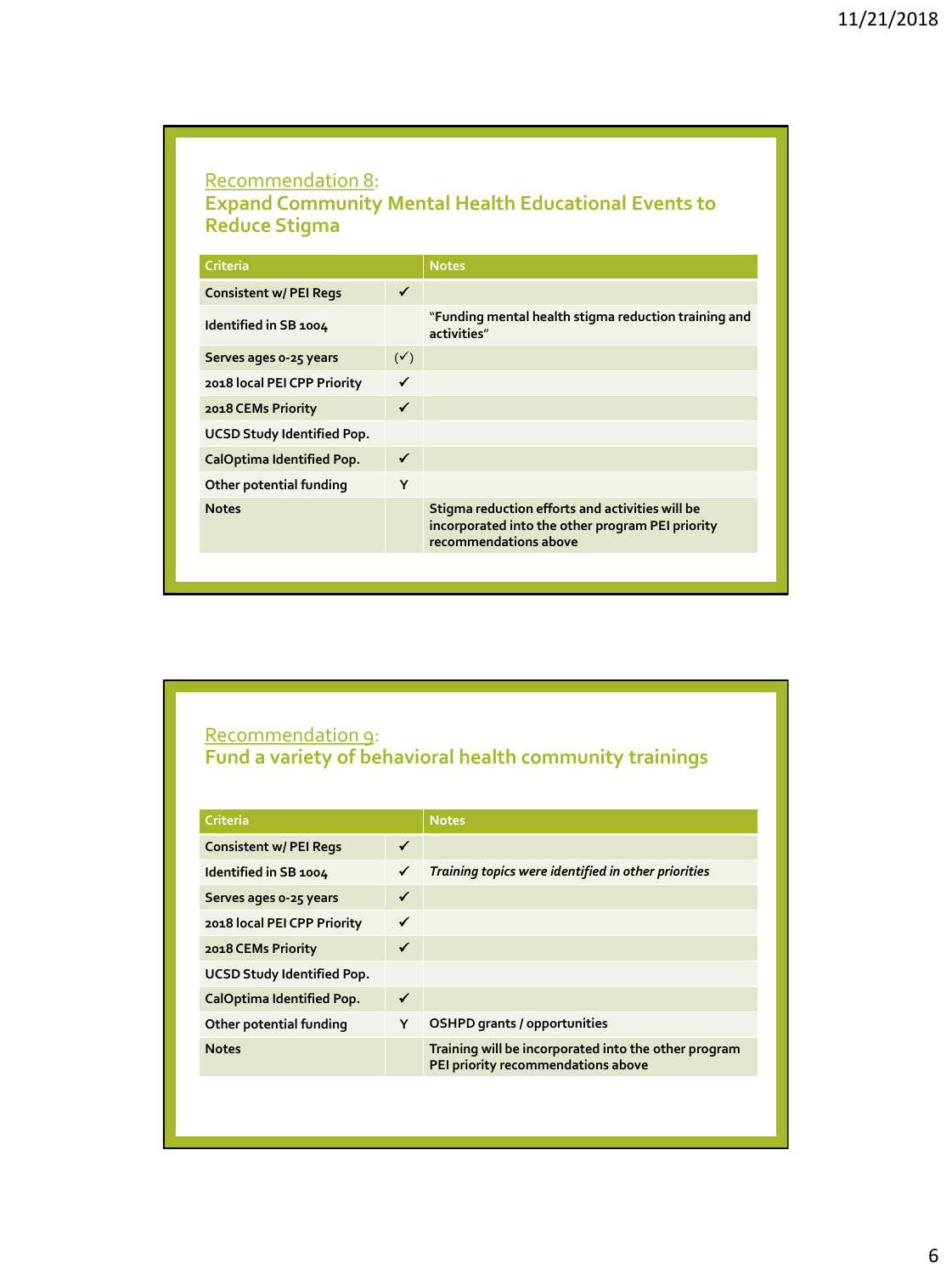## Recommendation 8:
## Expand Community Mental Health Educational Events to Reduce Stigma

| Criteria | | Notes |
|---|---|---|
| Consistent w/ PEI Regs | ✓ | |
| Identified in SB 1004 | | "Funding mental health stigma reduction training and activities" |
| Serves ages 0-25 years | (✓) | |
| 2018 local PEI CPP Priority | ✓ | |
| 2018 CEMs Priority | ✓ | |
| UCSD Study Identified Pop. | | |
| CalOptima Identified Pop. | ✓ | |
| Other potential funding | Y | |
| Notes | | Stigma reduction efforts and activities will be incorporated into the other program PEI priority recommendations above |

## Recommendation 9:
## Fund a variety of behavioral health community trainings

| Criteria | | Notes |
|---|---|---|
| Consistent w/ PEI Regs | ✓ | |
| Identified in SB 1004 | ✓ | *Training topics were identified in other priorities* |
| Serves ages 0-25 years | ✓ | |
| 2018 local PEI CPP Priority | ✓ | |
| 2018 CEMs Priority | ✓ | |
| UCSD Study Identified Pop. | | |
| CalOptima Identified Pop. | ✓ | |
| Other potential funding | Y | OSHPD grants / opportunities |
| Notes | | Training will be incorporated into the other program PEI priority recommendations above |